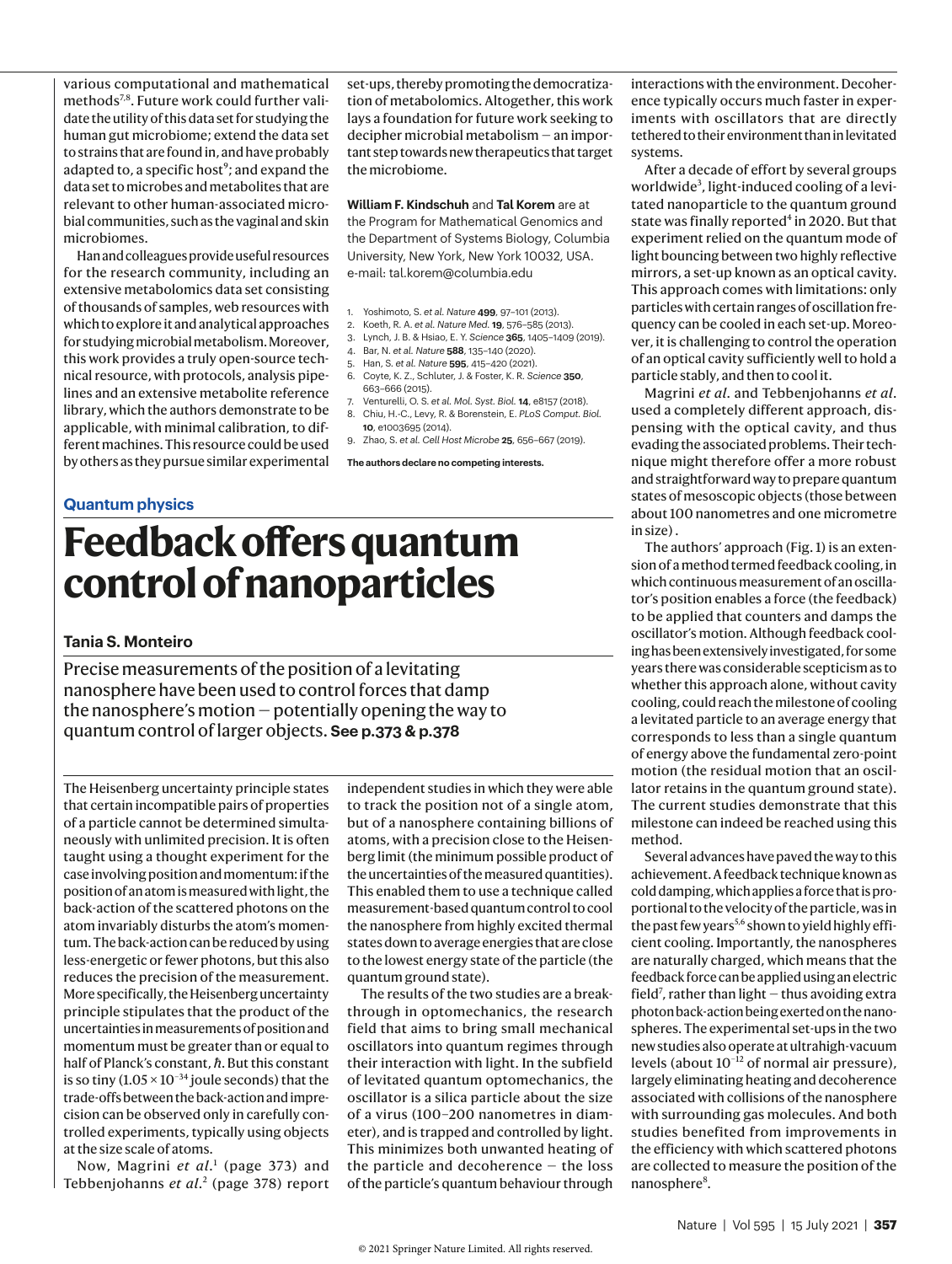various computational and mathematical methods[7,8]. Future work could further validate the utility of this data set for studying the human gut microbiome; extend the data set to strains that are found in, and have probably adapted to, a specific host[9]; and expand the data set to microbes and metabolites that are relevant to other human-associated microbial communities, such as the vaginal and skin microbiomes.

Han and colleagues provide useful resources for the research community, including an extensive metabolomics data set consisting of thousands of samples, web resources with which to explore it and analytical approaches for studying microbial metabolism. Moreover, this work provides a truly open-source technical resource, with protocols, analysis pipelines and an extensive metabolite reference library, which the authors demonstrate to be applicable, with minimal calibration, to different machines. This resource could be used by others as they pursue similar experimental set-ups, thereby promoting the democratization of metabolomics. Altogether, this work lays a foundation for future work seeking to decipher microbial metabolism — an important step towards new therapeutics that target the microbiome.

**William F. Kindschuh** and **Tal Korem** are at the Program for Mathematical Genomics and the Department of Systems Biology, Columbia University, New York, New York 10032, USA. e-mail: tal.korem@columbia.edu

1. Yoshimoto, S. *et al. Nature* **499**, 97–101 (2013).
2. Koeth, R. A. *et al. Nature Med.* **19**, 576–585 (2013).
3. Lynch, J. B. & Hsiao, E. Y. *Science* **365**, 1405–1409 (2019).
4. Bar, N. *et al. Nature* **588**, 135–140 (2020).
5. Han, S. *et al. Nature* **595**, 415–420 (2021).
6. Coyte, K. Z., Schluter, J. & Foster, K. R. *Science* **350**, 663–666 (2015).
7. Venturelli, O. S. *et al. Mol. Syst. Biol.* **14**, e8157 (2018).
8. Chiu, H.-C., Levy, R. & Borenstein, E. *PLoS Comput. Biol.* **10**, e1003695 (2014).
9. Zhao, S. *et al. Cell Host Microbe* **25**, 656–667 (2019).

**The authors declare no competing interests.**

**Quantum physics**

# Feedback offers quantum control of nanoparticles

**Tania S. Monteiro**

Precise measurements of the position of a levitating nanosphere have been used to control forces that damp the nanosphere's motion — potentially opening the way to quantum control of larger objects. **See p.373 & p.378**

The Heisenberg uncertainty principle states that certain incompatible pairs of properties of a particle cannot be determined simultaneously with unlimited precision. It is often taught using a thought experiment for the case involving position and momentum: if the position of an atom is measured with light, the back-action of the scattered photons on the atom invariably disturbs the atom's momentum. The back-action can be reduced by using less-energetic or fewer photons, but this also reduces the precision of the measurement. More specifically, the Heisenberg uncertainty principle stipulates that the product of the uncertainties in measurements of position and momentum must be greater than or equal to half of Planck's constant, $\hbar$. But this constant is so tiny ($1.05 \times 10^{-34}$ joule seconds) that the trade-offs between the back-action and imprecision can be observed only in carefully controlled experiments, typically using objects at the size scale of atoms.

Now, Magrini *et al.*[1] (page 373) and Tebbenjohanns *et al.*[2] (page 378) report independent studies in which they were able to track the position not of a single atom, but of a nanosphere containing billions of atoms, with a precision close to the Heisenberg limit (the minimum possible product of the uncertainties of the measured quantities). This enabled them to use a technique called measurement-based quantum control to cool the nanosphere from highly excited thermal states down to average energies that are close to the lowest energy state of the particle (the quantum ground state).

The results of the two studies are a breakthrough in optomechanics, the research field that aims to bring small mechanical oscillators into quantum regimes through their interaction with light. In the subfield of levitated quantum optomechanics, the oscillator is a silica particle about the size of a virus (100–200 nanometres in diameter), and is trapped and controlled by light. This minimizes both unwanted heating of the particle and decoherence — the loss of the particle's quantum behaviour through interactions with the environment. Decoherence typically occurs much faster in experiments with oscillators that are directly tethered to their environment than in levitated systems.

After a decade of effort by several groups worldwide[3], light-induced cooling of a levitated nanoparticle to the quantum ground state was finally reported[4] in 2020. But that experiment relied on the quantum mode of light bouncing between two highly reflective mirrors, a set-up known as an optical cavity. This approach comes with limitations: only particles with certain ranges of oscillation frequency can be cooled in each set-up. Moreover, it is challenging to control the operation of an optical cavity sufficiently well to hold a particle stably, and then to cool it.

Magrini *et al.* and Tebbenjohanns *et al.* used a completely different approach, dispensing with the optical cavity, and thus evading the associated problems. Their technique might therefore offer a more robust and straightforward way to prepare quantum states of mesoscopic objects (those between about 100 nanometres and one micrometre in size) .

The authors' approach (Fig. 1) is an extension of a method termed feedback cooling, in which continuous measurement of an oscillator's position enables a force (the feedback) to be applied that counters and damps the oscillator's motion. Although feedback cooling has been extensively investigated, for some years there was considerable scepticism as to whether this approach alone, without cavity cooling, could reach the milestone of cooling a levitated particle to an average energy that corresponds to less than a single quantum of energy above the fundamental zero-point motion (the residual motion that an oscillator retains in the quantum ground state). The current studies demonstrate that this milestone can indeed be reached using this method.

Several advances have paved the way to this achievement. A feedback technique known as cold damping, which applies a force that is proportional to the velocity of the particle, was in the past few years[5,6] shown to yield highly efficient cooling. Importantly, the nanospheres are naturally charged, which means that the feedback force can be applied using an electric field[7], rather than light — thus avoiding extra photon back-action being exerted on the nanospheres. The experimental set-ups in the two new studies also operate at ultrahigh-vacuum levels (about $10^{-12}$ of normal air pressure), largely eliminating heating and decoherence associated with collisions of the nanosphere with surrounding gas molecules. And both studies benefited from improvements in the efficiency with which scattered photons are collected to measure the position of the nanosphere[8].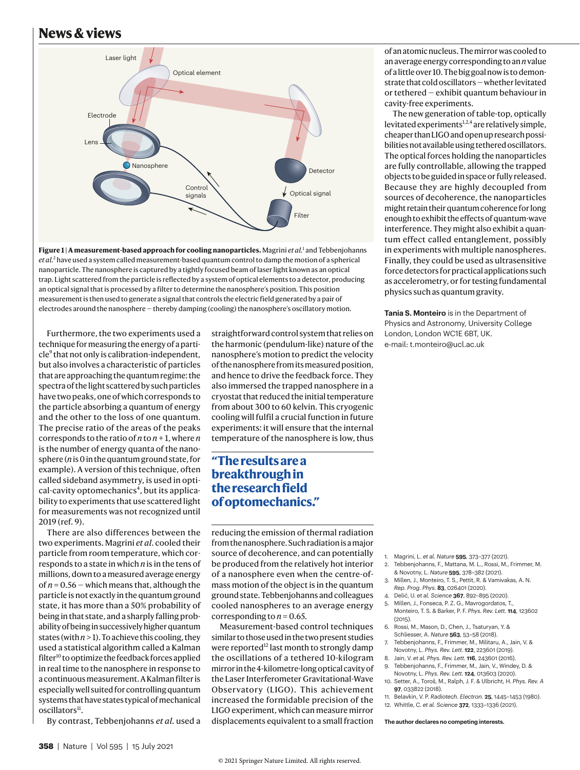Laser light

Optical element

Electrode

Lens

Nanosphere

Control signals

Detector

Optical signal

Filter

**Figure 1 | A measurement-based approach for cooling nanoparticles.** Magrini *et al.*[1] and Tebbenjohanns *et al.*[2] have used a system called measurement-based quantum control to damp the motion of a spherical nanoparticle. The nanosphere is captured by a tightly focused beam of laser light known as an optical trap. Light scattered from the particle is reflected by a system of optical elements to a detector, producing an optical signal that is processed by a filter to determine the nanosphere's position. This position measurement is then used to generate a signal that controls the electric field generated by a pair of electrodes around the nanosphere — thereby damping (cooling) the nanosphere's oscillatory motion.

Furthermore, the two experiments used a technique for measuring the energy of a particle[9] that not only is calibration-independent, but also involves a characteristic of particles that are approaching the quantum regime: the spectra of the light scattered by such particles have two peaks, one of which corresponds to the particle absorbing a quantum of energy and the other to the loss of one quantum. The precise ratio of the areas of the peaks corresponds to the ratio of $n$ to $n + 1$, where $n$ is the number of energy quanta of the nanosphere ($n$ is 0 in the quantum ground state, for example). A version of this technique, often called sideband asymmetry, is used in optical-cavity optomechanics[4], but its applicability to experiments that use scattered light for measurements was not recognized until 2019 (ref. 9).

There are also differences between the two experiments. Magrini *et al.* cooled their particle from room temperature, which corresponds to a state in which $n$ is in the tens of millions, down to a measured average energy of $n = 0.56$ — which means that, although the particle is not exactly in the quantum ground state, it has more than a 50% probability of being in that state, and a sharply falling probability of being in successively higher quantum states (with $n > 1$). To achieve this cooling, they used a statistical algorithm called a Kalman filter[10] to optimize the feedback forces applied in real time to the nanosphere in response to a continuous measurement. A Kalman filter is especially well suited for controlling quantum systems that have states typical of mechanical oscillators[11].

By contrast, Tebbenjohanns *et al.* used a straightforward control system that relies on the harmonic (pendulum-like) nature of the nanosphere's motion to predict the velocity of the nanosphere from its measured position, and hence to drive the feedback force. They also immersed the trapped nanosphere in a cryostat that reduced the initial temperature from about 300 to 60 kelvin. This cryogenic cooling will fulfil a crucial function in future experiments: it will ensure that the internal temperature of the nanosphere is low, thus reducing the emission of thermal radiation from the nanosphere. Such radiation is a major source of decoherence, and can potentially be produced from the relatively hot interior of a nanosphere even when the centre-of-mass motion of the object is in the quantum ground state. Tebbenjohanns and colleagues cooled nanospheres to an average energy corresponding to $n = 0.65$.

> **"The results are a breakthrough in the research field of optomechanics."**

Measurement-based control techniques similar to those used in the two present studies were reported[12] last month to strongly damp the oscillations of a tethered 10-kilogram mirror in the 4-kilometre-long optical cavity of the Laser Interferometer Gravitational-Wave Observatory (LIGO). This achievement increased the formidable precision of the LIGO experiment, which can measure mirror displacements equivalent to a small fraction of an atomic nucleus. The mirror was cooled to an average energy corresponding to an $n$ value of a little over 10. The big goal now is to demonstrate that cold oscillators — whether levitated or tethered — exhibit quantum behaviour in cavity-free experiments.

The new generation of table-top, optically levitated experiments[1,2,4] are relatively simple, cheaper than LIGO and open up research possibilities not available using tethered oscillators. The optical forces holding the nanoparticles are fully controllable, allowing the trapped objects to be guided in space or fully released. Because they are highly decoupled from sources of decoherence, the nanoparticles might retain their quantum coherence for long enough to exhibit the effects of quantum-wave interference. They might also exhibit a quantum effect called entanglement, possibly in experiments with multiple nanospheres. Finally, they could be used as ultrasensitive force detectors for practical applications such as accelerometry, or for testing fundamental physics such as quantum gravity.

**Tania S. Monteiro** is in the Department of Physics and Astronomy, University College London, London WC1E 6BT, UK.
e-mail: t.monteiro@ucl.ac.uk

1. Magrini, L. *et al. Nature* **595**, 373–377 (2021).
2. Tebbenjohanns, F., Mattana, M. L., Rossi, M., Frimmer, M. & Novotny, L. *Nature* **595**, 378–382 (2021).
3. Millen, J., Monteiro, T. S., Pettit, R. & Vamivakas, A. N. *Rep. Prog. Phys.* **83**, 026401 (2020).
4. Delić, U. *et al. Science* **367**, 892–895 (2020).
5. Millen, J., Fonseca, P. Z. G., Mavrogordatos, T., Monteiro, T. S. & Barker, P. F. *Phys. Rev. Lett.* **114**, 123602 (2015).
6. Rossi, M., Mason, D., Chen, J., Tsaturyan, Y. & Schliesser, A. *Nature* **563**, 53–58 (2018).
7. Tebbenjohanns, F., Frimmer, M., Militaru, A., Jain, V. & Novotny, L. *Phys. Rev. Lett.* **122**, 223601 (2019).
8. Jain, V. *et al. Phys. Rev. Lett.* **116**, 243601 (2016).
9. Tebbenjohanns, F., Frimmer, M., Jain, V., Windey, D. & Novotny, L. *Phys. Rev. Lett.* **124**, 013603 (2020).
10. Setter, A., Toroš, M., Ralph, J. F. & Ulbricht, H. *Phys. Rev. A* **97**, 033822 (2018).
11. Belavkin, V. P. *Radiotech. Electron.* **25**, 1445–1453 (1980).
12. Whittle, C. *et al. Science* **372**, 1333–1336 (2021).

**The author declares no competing interests.**